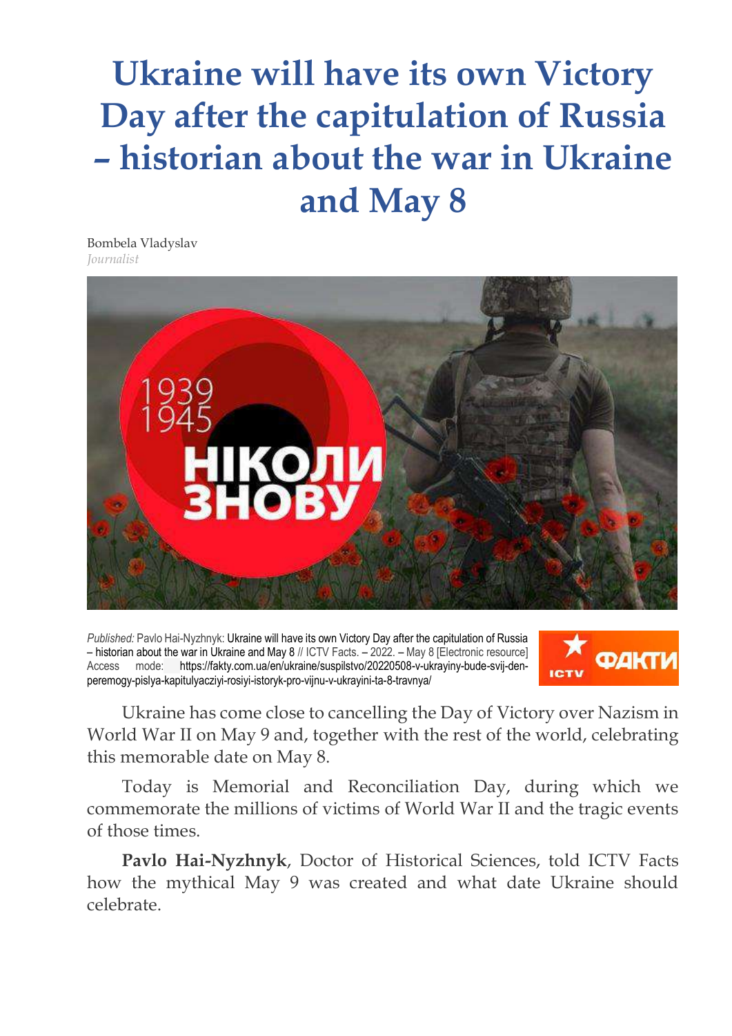# Ukraine will have its own Victory Day after the capitulation of Russia – historian about the war in Ukraine and May 8

Bombela Vladyslav
*Journalist*

*Published:* Pavlo Hai-Nyzhnyk: Ukraine will have its own Victory Day after the capitulation of Russia – historian about the war in Ukraine and May 8 // ICTV Facts. – 2022. – May 8 [Electronic resource] Access mode: https://fakty.com.ua/en/ukraine/suspilstvo/20220508-v-ukrayiny-bude-svij-den-peremogy-pislya-kapitulyacziyi-rosiyi-istoryk-pro-vijnu-v-ukrayini-ta-8-travnya/

Ukraine has come close to cancelling the Day of Victory over Nazism in World War II on May 9 and, together with the rest of the world, celebrating this memorable date on May 8.

Today is Memorial and Reconciliation Day, during which we commemorate the millions of victims of World War II and the tragic events of those times.

**Pavlo Hai-Nyzhnyk**, Doctor of Historical Sciences, told ICTV Facts how the mythical May 9 was created and what date Ukraine should celebrate.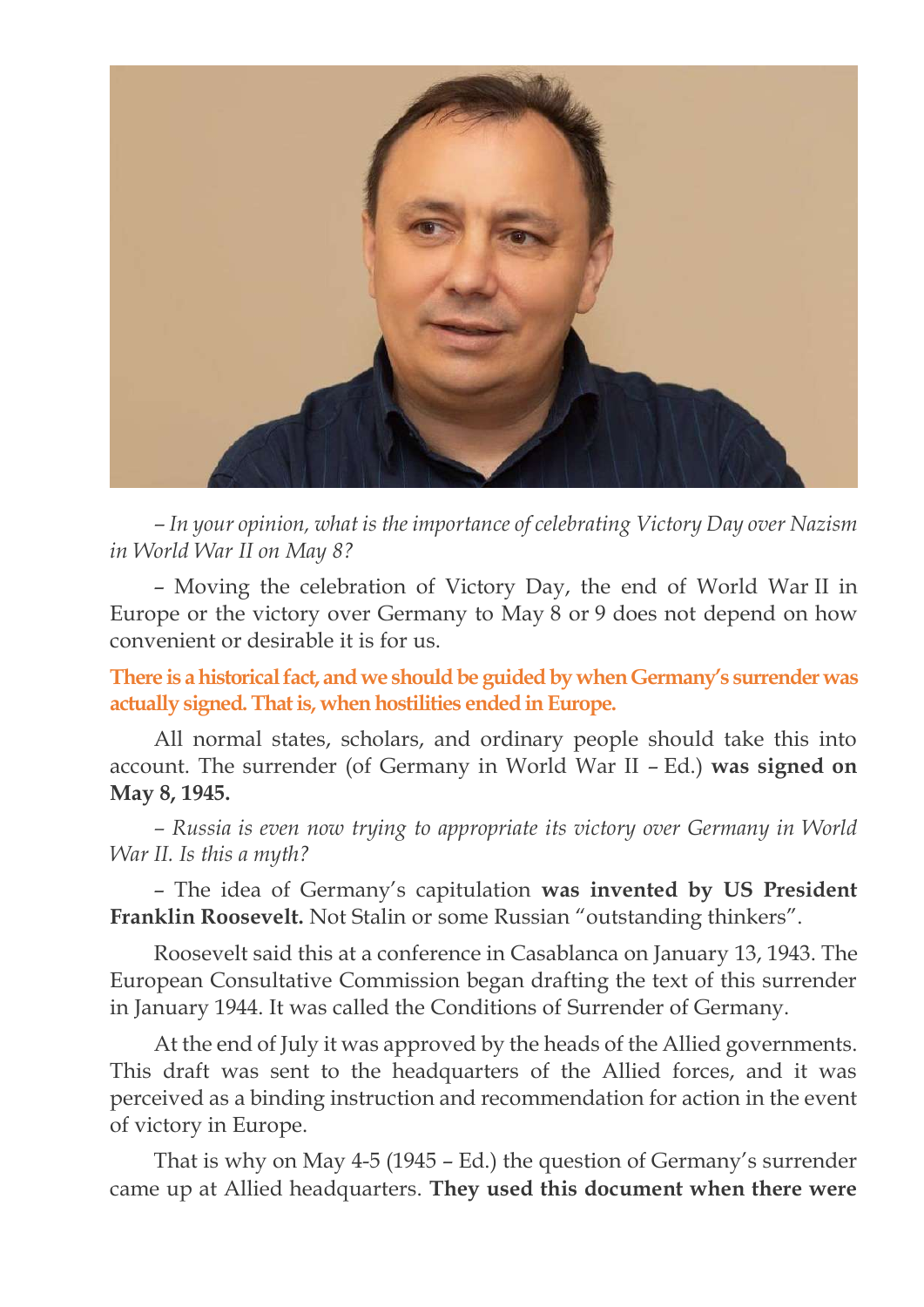*– In your opinion, what is the importance of celebrating Victory Day over Nazism in World War II on May 8?*

– Moving the celebration of Victory Day, the end of World War II in Europe or the victory over Germany to May 8 or 9 does not depend on how convenient or desirable it is for us.

**There is a historical fact, and we should be guided by when Germany's surrender was actually signed. That is, when hostilities ended in Europe.**

All normal states, scholars, and ordinary people should take this into account. The surrender (of Germany in World War II – Ed.) **was signed on May 8, 1945.**

*– Russia is even now trying to appropriate its victory over Germany in World War II. Is this a myth?*

– The idea of Germany's capitulation **was invented by US President Franklin Roosevelt.** Not Stalin or some Russian "outstanding thinkers".

Roosevelt said this at a conference in Casablanca on January 13, 1943. The European Consultative Commission began drafting the text of this surrender in January 1944. It was called the Conditions of Surrender of Germany.

At the end of July it was approved by the heads of the Allied governments. This draft was sent to the headquarters of the Allied forces, and it was perceived as a binding instruction and recommendation for action in the event of victory in Europe.

That is why on May 4-5 (1945 – Ed.) the question of Germany's surrender came up at Allied headquarters. **They used this document when there were**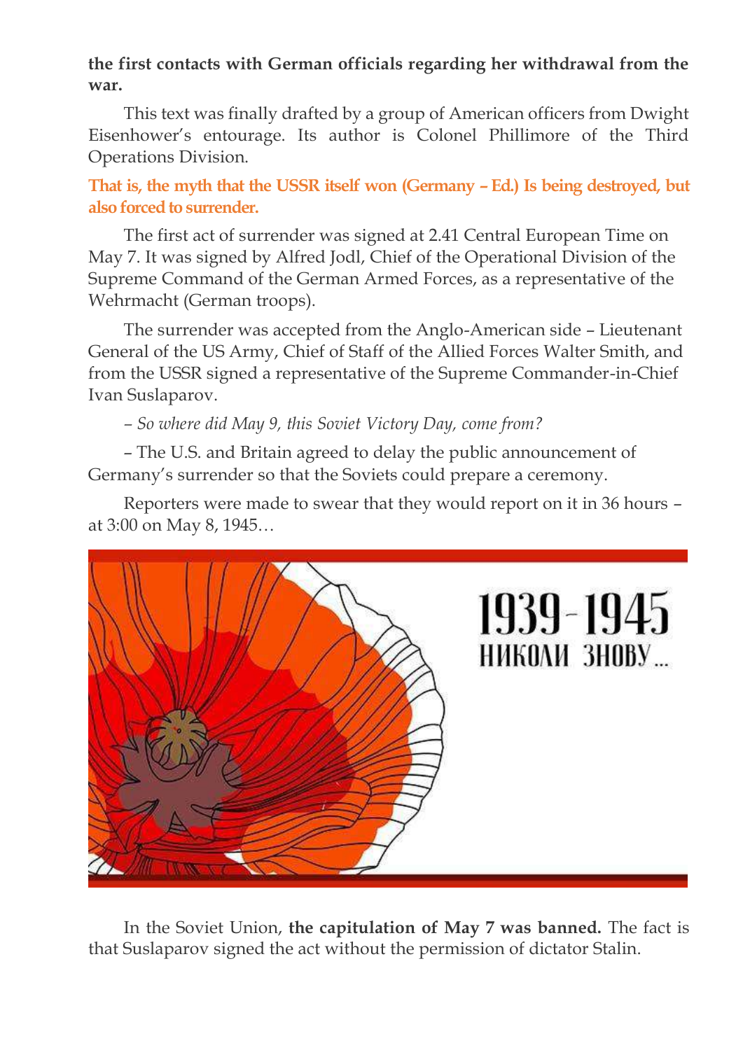**the first contacts with German officials regarding her withdrawal from the war.**

This text was finally drafted by a group of American officers from Dwight Eisenhower's entourage. Its author is Colonel Phillimore of the Third Operations Division.

**That is, the myth that the USSR itself won (Germany – Ed.) Is being destroyed, but also forced to surrender.**

The first act of surrender was signed at 2.41 Central European Time on May 7. It was signed by Alfred Jodl, Chief of the Operational Division of the Supreme Command of the German Armed Forces, as a representative of the Wehrmacht (German troops).

The surrender was accepted from the Anglo-American side – Lieutenant General of the US Army, Chief of Staff of the Allied Forces Walter Smith, and from the USSR signed a representative of the Supreme Commander-in-Chief Ivan Suslaparov.

*– So where did May 9, this Soviet Victory Day, come from?*

– The U.S. and Britain agreed to delay the public announcement of Germany's surrender so that the Soviets could prepare a ceremony.

Reporters were made to swear that they would report on it in 36 hours – at 3:00 on May 8, 1945…

In the Soviet Union, **the capitulation of May 7 was banned.** The fact is that Suslaparov signed the act without the permission of dictator Stalin.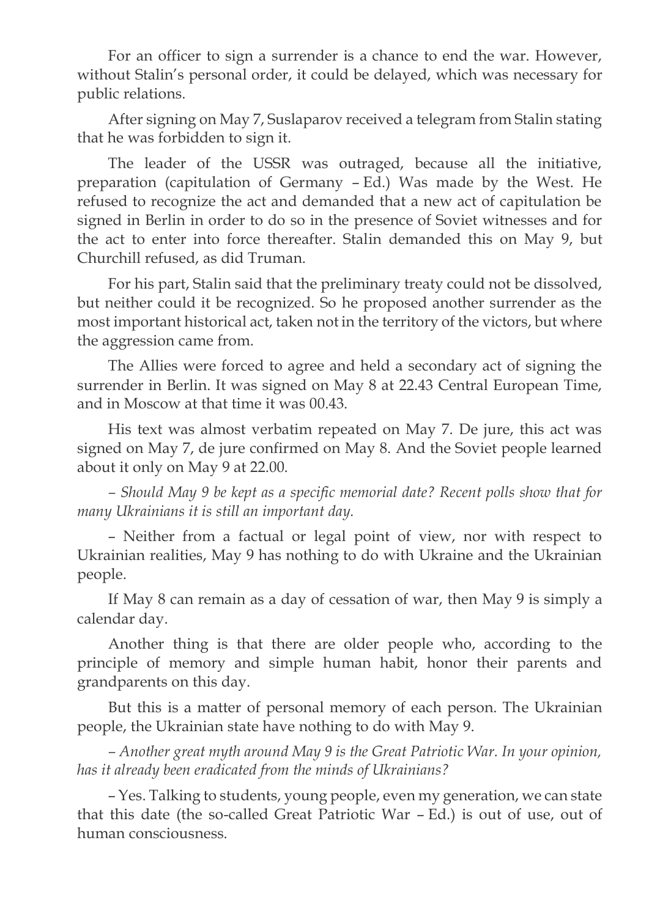For an officer to sign a surrender is a chance to end the war. However, without Stalin's personal order, it could be delayed, which was necessary for public relations.

After signing on May 7, Suslaparov received a telegram from Stalin stating that he was forbidden to sign it.

The leader of the USSR was outraged, because all the initiative, preparation (capitulation of Germany – Ed.) Was made by the West. He refused to recognize the act and demanded that a new act of capitulation be signed in Berlin in order to do so in the presence of Soviet witnesses and for the act to enter into force thereafter. Stalin demanded this on May 9, but Churchill refused, as did Truman.

For his part, Stalin said that the preliminary treaty could not be dissolved, but neither could it be recognized. So he proposed another surrender as the most important historical act, taken not in the territory of the victors, but where the aggression came from.

The Allies were forced to agree and held a secondary act of signing the surrender in Berlin. It was signed on May 8 at 22.43 Central European Time, and in Moscow at that time it was 00.43.

His text was almost verbatim repeated on May 7. De jure, this act was signed on May 7, de jure confirmed on May 8. And the Soviet people learned about it only on May 9 at 22.00.

*– Should May 9 be kept as a specific memorial date? Recent polls show that for many Ukrainians it is still an important day.*

– Neither from a factual or legal point of view, nor with respect to Ukrainian realities, May 9 has nothing to do with Ukraine and the Ukrainian people.

If May 8 can remain as a day of cessation of war, then May 9 is simply a calendar day.

Another thing is that there are older people who, according to the principle of memory and simple human habit, honor their parents and grandparents on this day.

But this is a matter of personal memory of each person. The Ukrainian people, the Ukrainian state have nothing to do with May 9.

*– Another great myth around May 9 is the Great Patriotic War. In your opinion, has it already been eradicated from the minds of Ukrainians?*

– Yes. Talking to students, young people, even my generation, we can state that this date (the so-called Great Patriotic War – Ed.) is out of use, out of human consciousness.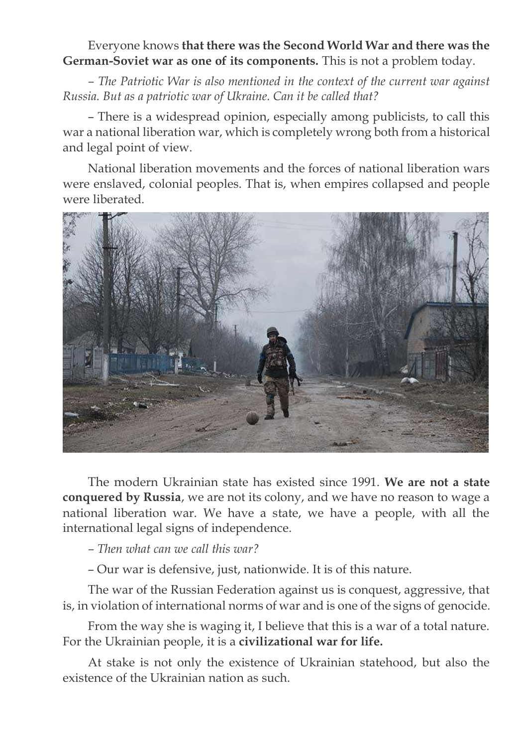Everyone knows **that there was the Second World War and there was the German-Soviet war as one of its components.** This is not a problem today.

*– The Patriotic War is also mentioned in the context of the current war against Russia. But as a patriotic war of Ukraine. Can it be called that?*

– There is a widespread opinion, especially among publicists, to call this war a national liberation war, which is completely wrong both from a historical and legal point of view.

National liberation movements and the forces of national liberation wars were enslaved, colonial peoples. That is, when empires collapsed and people were liberated.

The modern Ukrainian state has existed since 1991. **We are not a state conquered by Russia**, we are not its colony, and we have no reason to wage a national liberation war. We have a state, we have a people, with all the international legal signs of independence.

*– Then what can we call this war?*

– Our war is defensive, just, nationwide. It is of this nature.

The war of the Russian Federation against us is conquest, aggressive, that is, in violation of international norms of war and is one of the signs of genocide.

From the way she is waging it, I believe that this is a war of a total nature. For the Ukrainian people, it is a **civilizational war for life.**

At stake is not only the existence of Ukrainian statehood, but also the existence of the Ukrainian nation as such.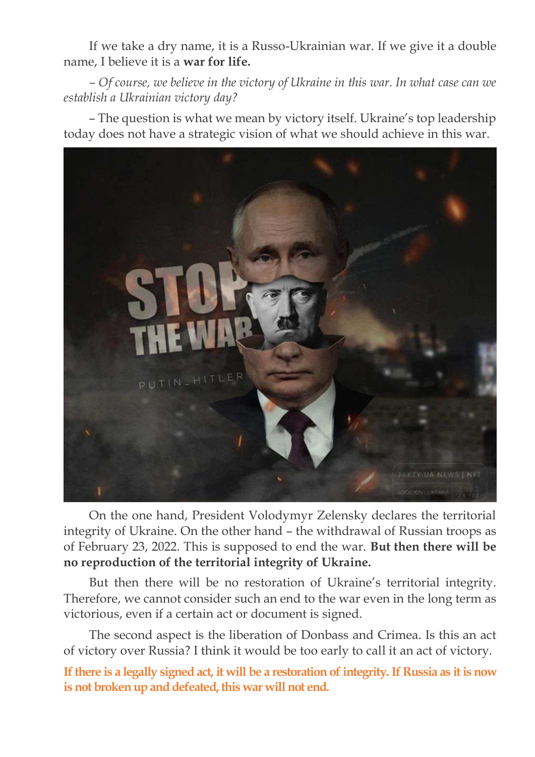If we take a dry name, it is a Russo-Ukrainian war. If we give it a double name, I believe it is a **war for life.**

*– Of course, we believe in the victory of Ukraine in this war. In what case can we establish a Ukrainian victory day?*

– The question is what we mean by victory itself. Ukraine's top leadership today does not have a strategic vision of what we should achieve in this war.

On the one hand, President Volodymyr Zelensky declares the territorial integrity of Ukraine. On the other hand – the withdrawal of Russian troops as of February 23, 2022. This is supposed to end the war. **But then there will be no reproduction of the territorial integrity of Ukraine.**

But then there will be no restoration of Ukraine's territorial integrity. Therefore, we cannot consider such an end to the war even in the long term as victorious, even if a certain act or document is signed.

The second aspect is the liberation of Donbass and Crimea. Is this an act of victory over Russia? I think it would be too early to call it an act of victory.

**If there is a legally signed act, it will be a restoration of integrity. If Russia as it is now is not broken up and defeated, this war will not end.**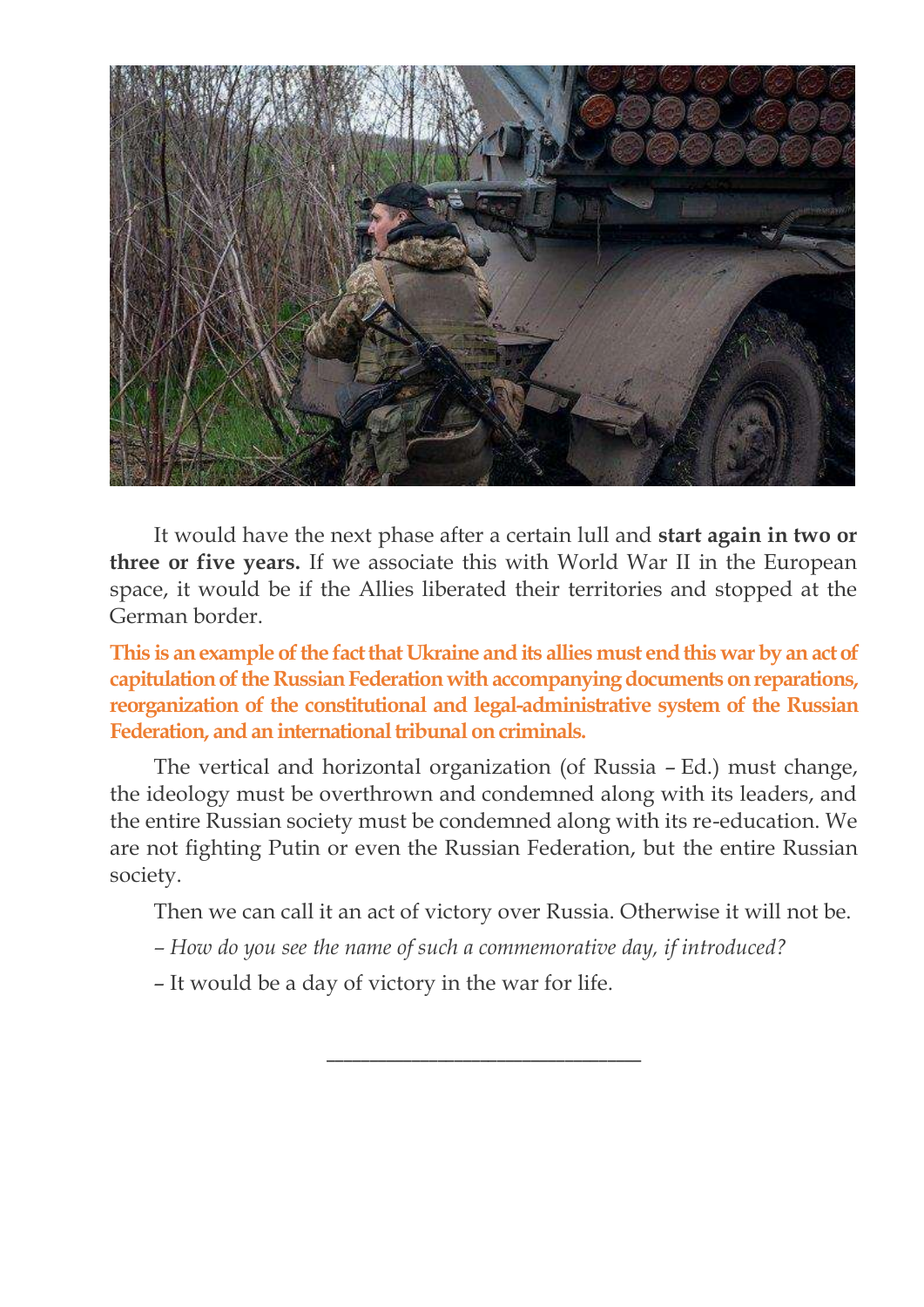It would have the next phase after a certain lull and **start again in two or three or five years.** If we associate this with World War II in the European space, it would be if the Allies liberated their territories and stopped at the German border.

**This is an example of the fact that Ukraine and its allies must end this war by an act of capitulation of the Russian Federation with accompanying documents on reparations, reorganization of the constitutional and legal-administrative system of the Russian Federation, and an international tribunal on criminals.**

The vertical and horizontal organization (of Russia – Ed.) must change, the ideology must be overthrown and condemned along with its leaders, and the entire Russian society must be condemned along with its re-education. We are not fighting Putin or even the Russian Federation, but the entire Russian society.

Then we can call it an act of victory over Russia. Otherwise it will not be.

– *How do you see the name of such a commemorative day, if introduced?*

– It would be a day of victory in the war for life.

---